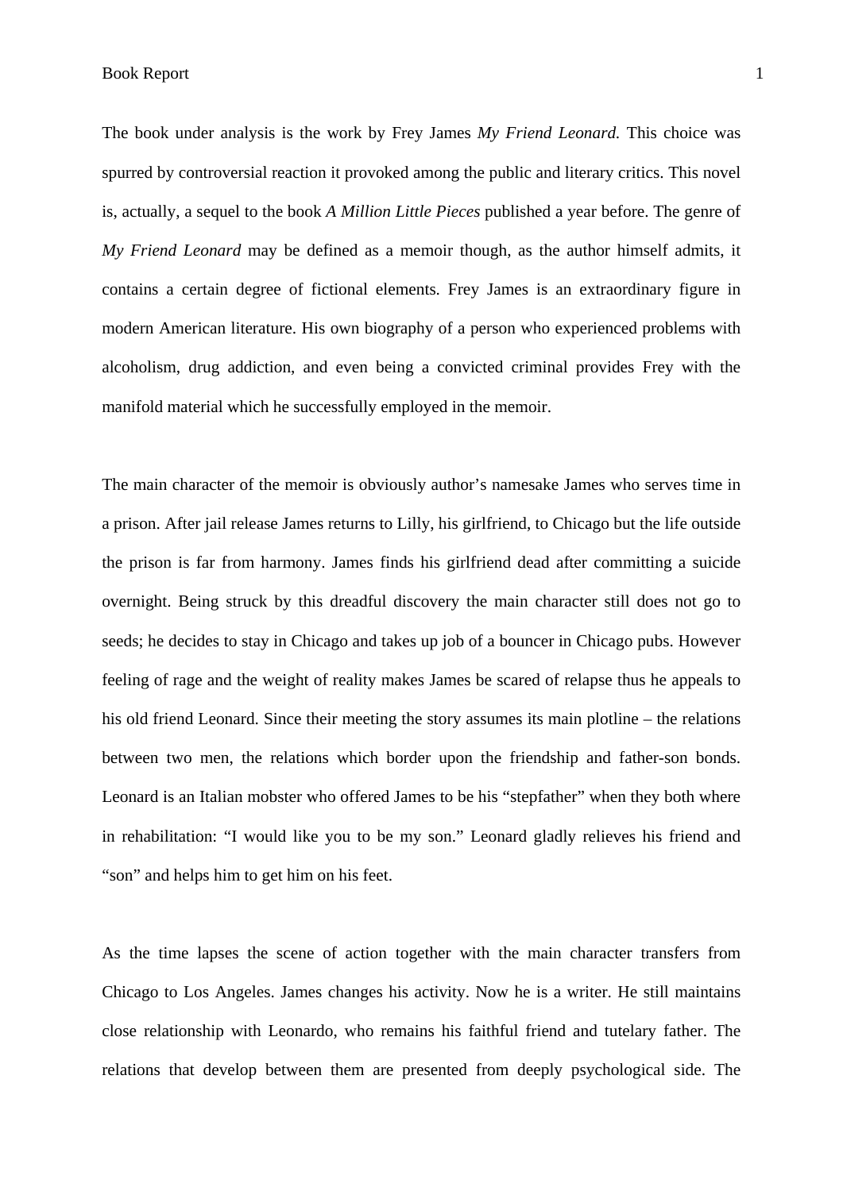The book under analysis is the work by Frey James *My Friend Leonard.* This choice was spurred by controversial reaction it provoked among the public and literary critics. This novel is, actually, a sequel to the book *A Million Little Pieces* published a year before. The genre of *My Friend Leonard* may be defined as a memoir though, as the author himself admits, it contains a certain degree of fictional elements. Frey James is an extraordinary figure in modern American literature. His own biography of a person who experienced problems with alcoholism, drug addiction, and even being a convicted criminal provides Frey with the manifold material which he successfully employed in the memoir.

The main character of the memoir is obviously author's namesake James who serves time in a prison. After jail release James returns to Lilly, his girlfriend, to Chicago but the life outside the prison is far from harmony. James finds his girlfriend dead after committing a suicide overnight. Being struck by this dreadful discovery the main character still does not go to seeds; he decides to stay in Chicago and takes up job of a bouncer in Chicago pubs. However feeling of rage and the weight of reality makes James be scared of relapse thus he appeals to his old friend Leonard. Since their meeting the story assumes its main plotline – the relations between two men, the relations which border upon the friendship and father-son bonds. Leonard is an Italian mobster who offered James to be his "stepfather" when they both where in rehabilitation: "I would like you to be my son." Leonard gladly relieves his friend and "son" and helps him to get him on his feet.

As the time lapses the scene of action together with the main character transfers from Chicago to Los Angeles. James changes his activity. Now he is a writer. He still maintains close relationship with Leonardo, who remains his faithful friend and tutelary father. The relations that develop between them are presented from deeply psychological side. The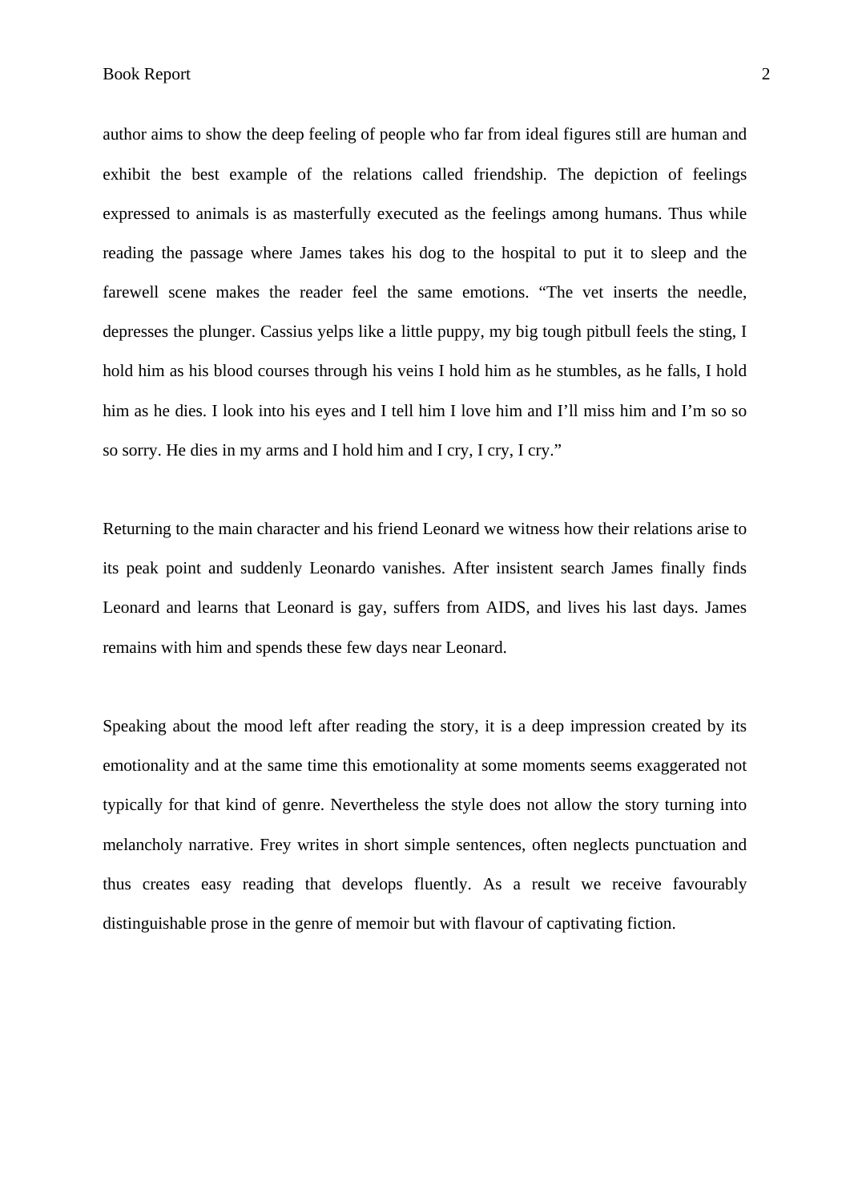author aims to show the deep feeling of people who far from ideal figures still are human and exhibit the best example of the relations called friendship. The depiction of feelings expressed to animals is as masterfully executed as the feelings among humans. Thus while reading the passage where James takes his dog to the hospital to put it to sleep and the farewell scene makes the reader feel the same emotions. “The vet inserts the needle, depresses the plunger. Cassius yelps like a little puppy, my big tough pitbull feels the sting, I hold him as his blood courses through his veins I hold him as he stumbles, as he falls, I hold him as he dies. I look into his eyes and I tell him I love him and I’ll miss him and I’m so so so sorry. He dies in my arms and I hold him and I cry, I cry, I cry.”

Returning to the main character and his friend Leonard we witness how their relations arise to its peak point and suddenly Leonardo vanishes. After insistent search James finally finds Leonard and learns that Leonard is gay, suffers from AIDS, and lives his last days. James remains with him and spends these few days near Leonard.

Speaking about the mood left after reading the story, it is a deep impression created by its emotionality and at the same time this emotionality at some moments seems exaggerated not typically for that kind of genre. Nevertheless the style does not allow the story turning into melancholy narrative. Frey writes in short simple sentences, often neglects punctuation and thus creates easy reading that develops fluently. As a result we receive favourably distinguishable prose in the genre of memoir but with flavour of captivating fiction.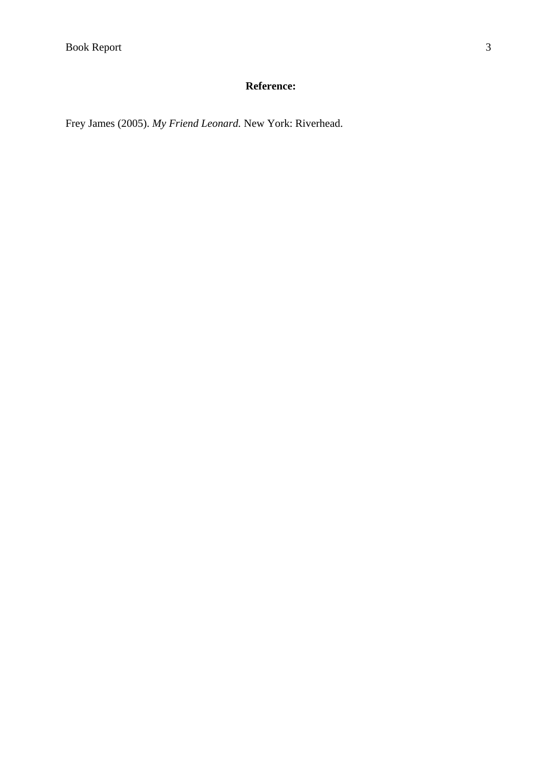**Reference:**

Frey James (2005). *My Friend Leonard.* New York: Riverhead.